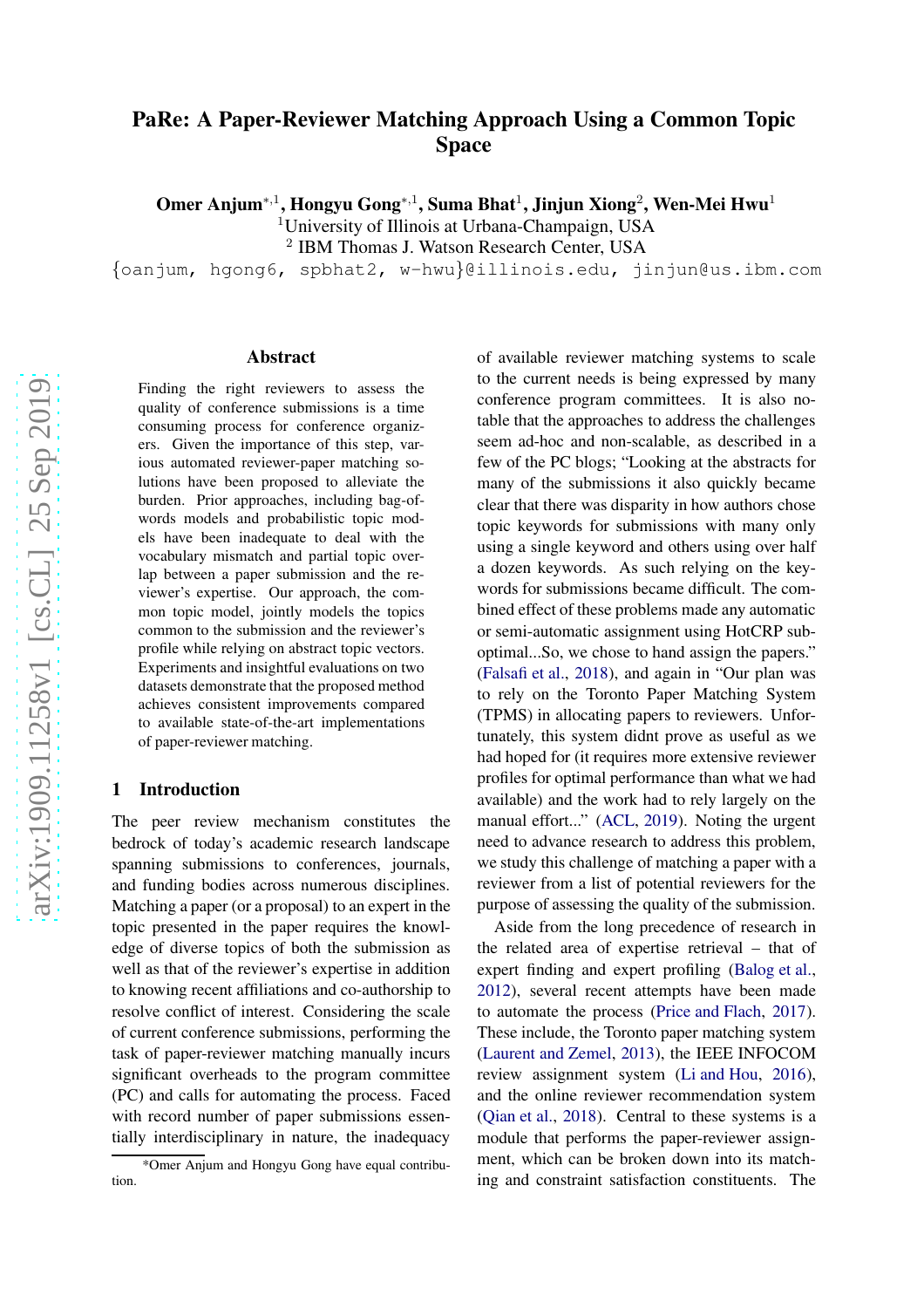# PaRe: A Paper-Reviewer Matching Approach Using a Common Topic Space

**Omer Anjum**[*,1], **Hongyu Gong**[*,1], **Suma Bhat**[1], **Jinjun Xiong**[2], **Wen-Mei Hwu**[1]

[1]University of Illinois at Urbana-Champaign, USA

[2] IBM Thomas J. Watson Research Center, USA

{oanjum, hgong6, spbhat2, w-hwu}@illinois.edu, jinjun@us.ibm.com

## Abstract

Finding the right reviewers to assess the quality of conference submissions is a time consuming process for conference organizers. Given the importance of this step, various automated reviewer-paper matching solutions have been proposed to alleviate the burden. Prior approaches, including bag-of-words models and probabilistic topic models have been inadequate to deal with the vocabulary mismatch and partial topic overlap between a paper submission and the reviewer's expertise. Our approach, the common topic model, jointly models the topics common to the submission and the reviewer's profile while relying on abstract topic vectors. Experiments and insightful evaluations on two datasets demonstrate that the proposed method achieves consistent improvements compared to available state-of-the-art implementations of paper-reviewer matching.

## 1 Introduction

The peer review mechanism constitutes the bedrock of today's academic research landscape spanning submissions to conferences, journals, and funding bodies across numerous disciplines. Matching a paper (or a proposal) to an expert in the topic presented in the paper requires the knowledge of diverse topics of both the submission as well as that of the reviewer's expertise in addition to knowing recent affiliations and co-authorship to resolve conflict of interest. Considering the scale of current conference submissions, performing the task of paper-reviewer matching manually incurs significant overheads to the program committee (PC) and calls for automating the process. Faced with record number of paper submissions essentially interdisciplinary in nature, the inadequacy of available reviewer matching systems to scale to the current needs is being expressed by many conference program committees. It is also notable that the approaches to address the challenges seem ad-hoc and non-scalable, as described in a few of the PC blogs; "Looking at the abstracts for many of the submissions it also quickly became clear that there was disparity in how authors chose topic keywords for submissions with many only using a single keyword and others using over half a dozen keywords. As such relying on the keywords for submissions became difficult. The combined effect of these problems made any automatic or semi-automatic assignment using HotCRP sub-optimal...So, we chose to hand assign the papers." (Falsafi et al., 2018), and again in "Our plan was to rely on the Toronto Paper Matching System (TPMS) in allocating papers to reviewers. Unfortunately, this system didnt prove as useful as we had hoped for (it requires more extensive reviewer profiles for optimal performance than what we had available) and the work had to rely largely on the manual effort..." (ACL, 2019). Noting the urgent need to advance research to address this problem, we study this challenge of matching a paper with a reviewer from a list of potential reviewers for the purpose of assessing the quality of the submission.

Aside from the long precedence of research in the related area of expertise retrieval – that of expert finding and expert profiling (Balog et al., 2012), several recent attempts have been made to automate the process (Price and Flach, 2017). These include, the Toronto paper matching system (Laurent and Zemel, 2013), the IEEE INFOCOM review assignment system (Li and Hou, 2016), and the online reviewer recommendation system (Qian et al., 2018). Central to these systems is a module that performs the paper-reviewer assignment, which can be broken down into its matching and constraint satisfaction constituents. The

*Omer Anjum and Hongyu Gong have equal contribution.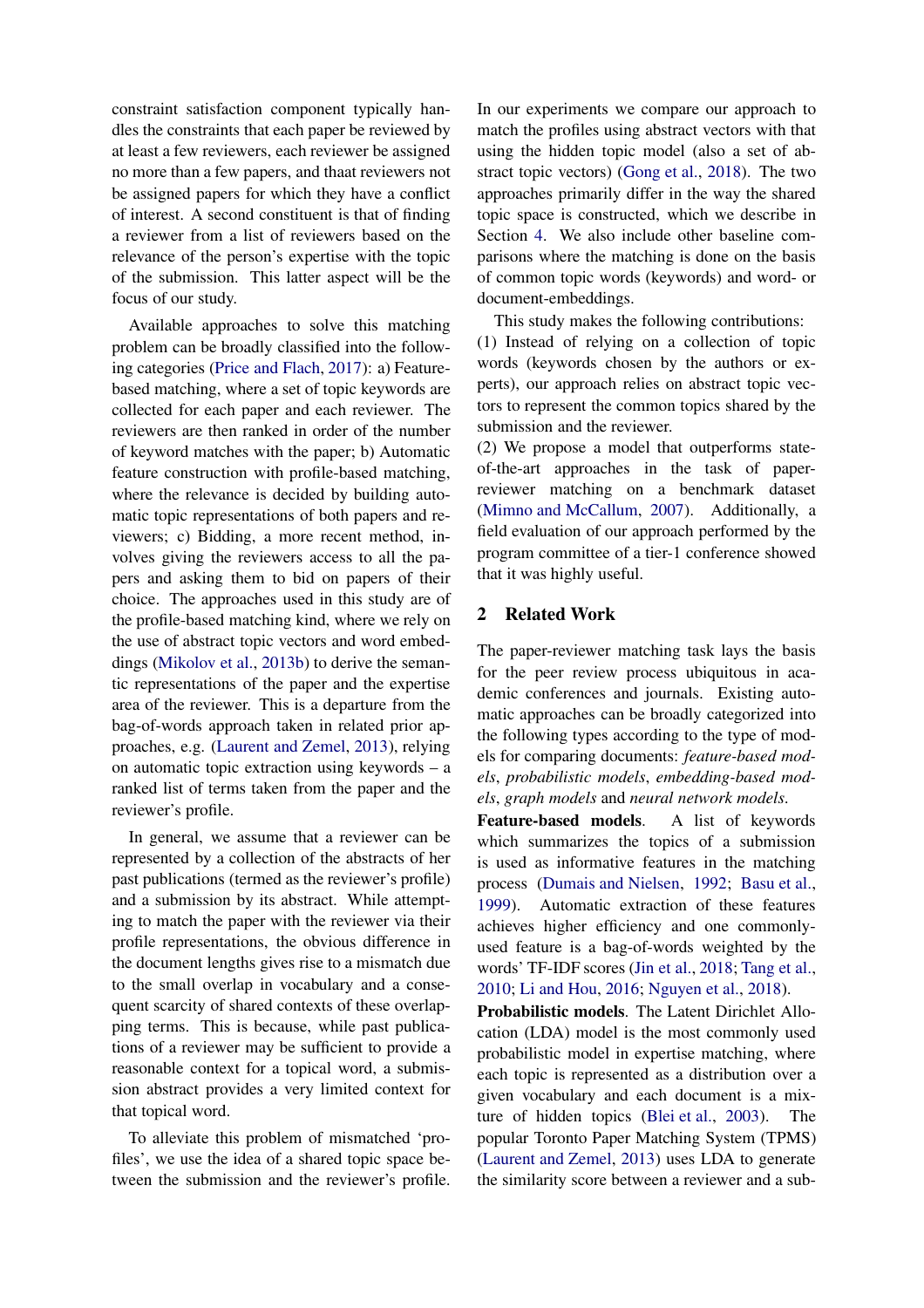constraint satisfaction component typically handles the constraints that each paper be reviewed by at least a few reviewers, each reviewer be assigned no more than a few papers, and thaat reviewers not be assigned papers for which they have a conflict of interest. A second constituent is that of finding a reviewer from a list of reviewers based on the relevance of the person's expertise with the topic of the submission. This latter aspect will be the focus of our study.

Available approaches to solve this matching problem can be broadly classified into the following categories (Price and Flach, 2017): a) Feature-based matching, where a set of topic keywords are collected for each paper and each reviewer. The reviewers are then ranked in order of the number of keyword matches with the paper; b) Automatic feature construction with profile-based matching, where the relevance is decided by building automatic topic representations of both papers and reviewers; c) Bidding, a more recent method, involves giving the reviewers access to all the papers and asking them to bid on papers of their choice. The approaches used in this study are of the profile-based matching kind, where we rely on the use of abstract topic vectors and word embeddings (Mikolov et al., 2013b) to derive the semantic representations of the paper and the expertise area of the reviewer. This is a departure from the bag-of-words approach taken in related prior approaches, e.g. (Laurent and Zemel, 2013), relying on automatic topic extraction using keywords – a ranked list of terms taken from the paper and the reviewer's profile.

In general, we assume that a reviewer can be represented by a collection of the abstracts of her past publications (termed as the reviewer's profile) and a submission by its abstract. While attempting to match the paper with the reviewer via their profile representations, the obvious difference in the document lengths gives rise to a mismatch due to the small overlap in vocabulary and a consequent scarcity of shared contexts of these overlapping terms. This is because, while past publications of a reviewer may be sufficient to provide a reasonable context for a topical word, a submission abstract provides a very limited context for that topical word.

To alleviate this problem of mismatched 'profiles', we use the idea of a shared topic space between the submission and the reviewer's profile. In our experiments we compare our approach to match the profiles using abstract vectors with that using the hidden topic model (also a set of abstract topic vectors) (Gong et al., 2018). The two approaches primarily differ in the way the shared topic space is constructed, which we describe in Section 4. We also include other baseline comparisons where the matching is done on the basis of common topic words (keywords) and word- or document-embeddings.

This study makes the following contributions:
(1) Instead of relying on a collection of topic words (keywords chosen by the authors or experts), our approach relies on abstract topic vectors to represent the common topics shared by the submission and the reviewer.
(2) We propose a model that outperforms state-of-the-art approaches in the task of paper-reviewer matching on a benchmark dataset (Mimno and McCallum, 2007). Additionally, a field evaluation of our approach performed by the program committee of a tier-1 conference showed that it was highly useful.

## 2 Related Work

The paper-reviewer matching task lays the basis for the peer review process ubiquitous in academic conferences and journals. Existing automatic approaches can be broadly categorized into the following types according to the type of models for comparing documents: *feature-based models*, *probabilistic models*, *embedding-based models*, *graph models* and *neural network models*.

**Feature-based models**. A list of keywords which summarizes the topics of a submission is used as informative features in the matching process (Dumais and Nielsen, 1992; Basu et al., 1999). Automatic extraction of these features achieves higher efficiency and one commonly-used feature is a bag-of-words weighted by the words' TF-IDF scores (Jin et al., 2018; Tang et al., 2010; Li and Hou, 2016; Nguyen et al., 2018).

**Probabilistic models**. The Latent Dirichlet Allocation (LDA) model is the most commonly used probabilistic model in expertise matching, where each topic is represented as a distribution over a given vocabulary and each document is a mixture of hidden topics (Blei et al., 2003). The popular Toronto Paper Matching System (TPMS) (Laurent and Zemel, 2013) uses LDA to generate the similarity score between a reviewer and a sub-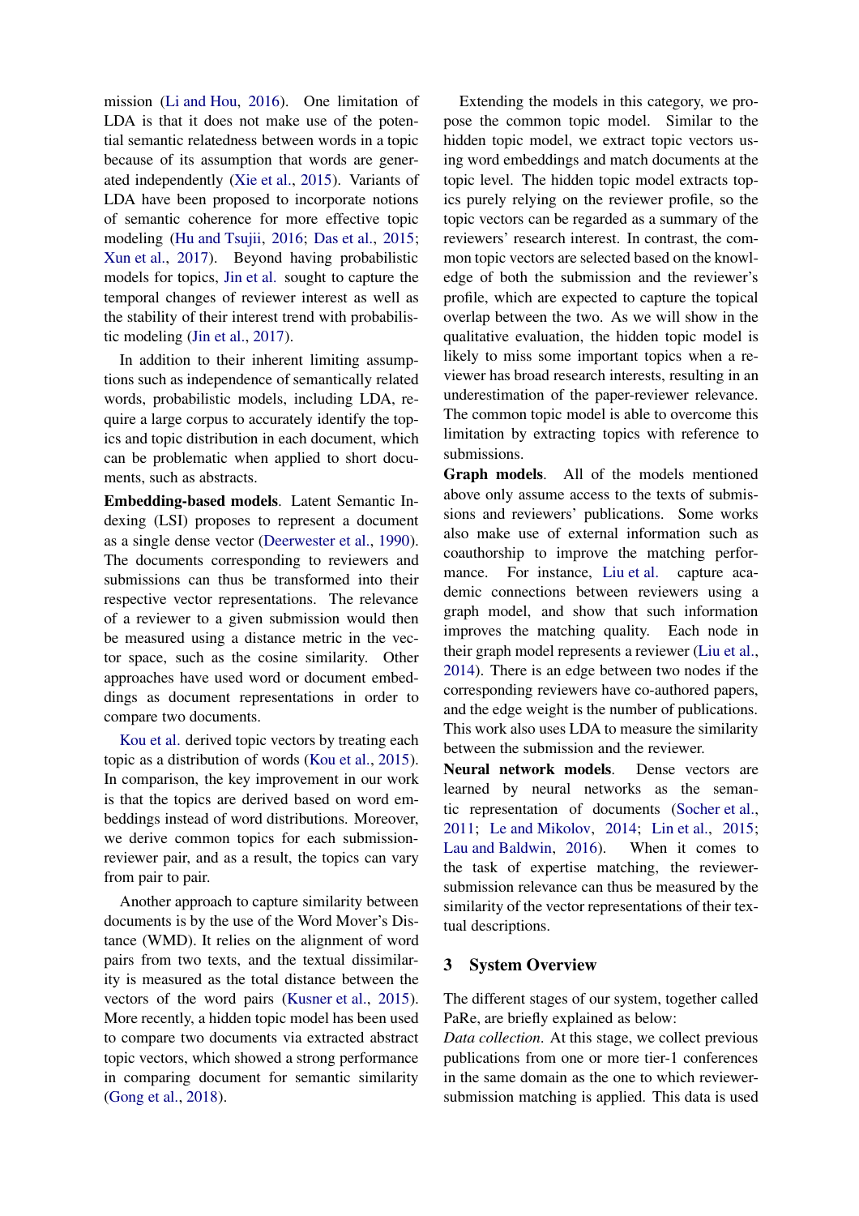mission (Li and Hou, 2016). One limitation of LDA is that it does not make use of the potential semantic relatedness between words in a topic because of its assumption that words are generated independently (Xie et al., 2015). Variants of LDA have been proposed to incorporate notions of semantic coherence for more effective topic modeling (Hu and Tsujii, 2016; Das et al., 2015; Xun et al., 2017). Beyond having probabilistic models for topics, Jin et al. sought to capture the temporal changes of reviewer interest as well as the stability of their interest trend with probabilistic modeling (Jin et al., 2017).

In addition to their inherent limiting assumptions such as independence of semantically related words, probabilistic models, including LDA, require a large corpus to accurately identify the topics and topic distribution in each document, which can be problematic when applied to short documents, such as abstracts.

**Embedding-based models**. Latent Semantic Indexing (LSI) proposes to represent a document as a single dense vector (Deerwester et al., 1990). The documents corresponding to reviewers and submissions can thus be transformed into their respective vector representations. The relevance of a reviewer to a given submission would then be measured using a distance metric in the vector space, such as the cosine similarity. Other approaches have used word or document embeddings as document representations in order to compare two documents.

Kou et al. derived topic vectors by treating each topic as a distribution of words (Kou et al., 2015). In comparison, the key improvement in our work is that the topics are derived based on word embeddings instead of word distributions. Moreover, we derive common topics for each submission-reviewer pair, and as a result, the topics can vary from pair to pair.

Another approach to capture similarity between documents is by the use of the Word Mover's Distance (WMD). It relies on the alignment of word pairs from two texts, and the textual dissimilarity is measured as the total distance between the vectors of the word pairs (Kusner et al., 2015). More recently, a hidden topic model has been used to compare two documents via extracted abstract topic vectors, which showed a strong performance in comparing document for semantic similarity (Gong et al., 2018).

Extending the models in this category, we propose the common topic model. Similar to the hidden topic model, we extract topic vectors using word embeddings and match documents at the topic level. The hidden topic model extracts topics purely relying on the reviewer profile, so the topic vectors can be regarded as a summary of the reviewers' research interest. In contrast, the common topic vectors are selected based on the knowledge of both the submission and the reviewer's profile, which are expected to capture the topical overlap between the two. As we will show in the qualitative evaluation, the hidden topic model is likely to miss some important topics when a reviewer has broad research interests, resulting in an underestimation of the paper-reviewer relevance. The common topic model is able to overcome this limitation by extracting topics with reference to submissions.

**Graph models**. All of the models mentioned above only assume access to the texts of submissions and reviewers' publications. Some works also make use of external information such as coauthorship to improve the matching performance. For instance, Liu et al. capture academic connections between reviewers using a graph model, and show that such information improves the matching quality. Each node in their graph model represents a reviewer (Liu et al., 2014). There is an edge between two nodes if the corresponding reviewers have co-authored papers, and the edge weight is the number of publications. This work also uses LDA to measure the similarity between the submission and the reviewer.

**Neural network models**. Dense vectors are learned by neural networks as the semantic representation of documents (Socher et al., 2011; Le and Mikolov, 2014; Lin et al., 2015; Lau and Baldwin, 2016). When it comes to the task of expertise matching, the reviewer-submission relevance can thus be measured by the similarity of the vector representations of their textual descriptions.

## 3 System Overview

The different stages of our system, together called PaRe, are briefly explained as below:

*Data collection*. At this stage, we collect previous publications from one or more tier-1 conferences in the same domain as the one to which reviewer-submission matching is applied. This data is used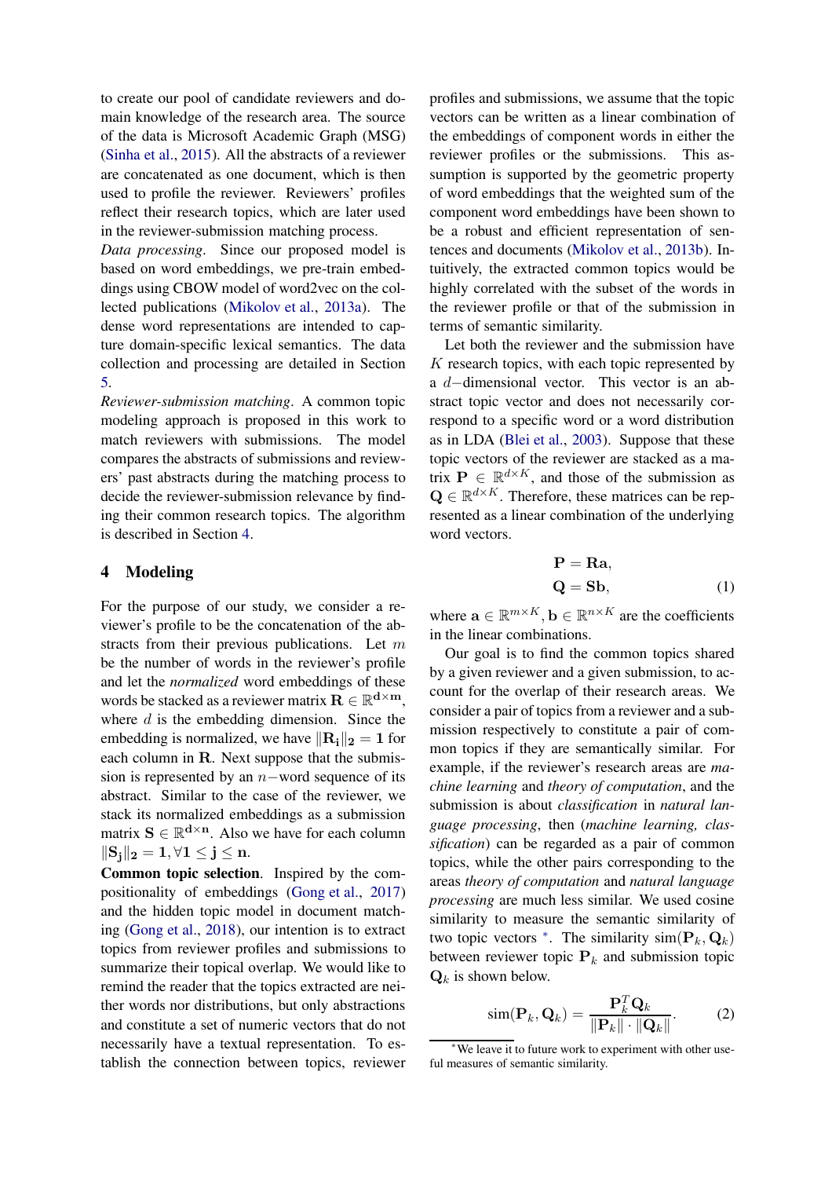to create our pool of candidate reviewers and domain knowledge of the research area. The source of the data is Microsoft Academic Graph (MSG) (Sinha et al., 2015). All the abstracts of a reviewer are concatenated as one document, which is then used to profile the reviewer. Reviewers' profiles reflect their research topics, which are later used in the reviewer-submission matching process.

*Data processing*. Since our proposed model is based on word embeddings, we pre-train embeddings using CBOW model of word2vec on the collected publications (Mikolov et al., 2013a). The dense word representations are intended to capture domain-specific lexical semantics. The data collection and processing are detailed in Section 5.

*Reviewer-submission matching*. A common topic modeling approach is proposed in this work to match reviewers with submissions. The model compares the abstracts of submissions and reviewers' past abstracts during the matching process to decide the reviewer-submission relevance by finding their common research topics. The algorithm is described in Section 4.

## 4 Modeling

For the purpose of our study, we consider a reviewer's profile to be the concatenation of the abstracts from their previous publications. Let $m$ be the number of words in the reviewer's profile and let the *normalized* word embeddings of these words be stacked as a reviewer matrix $\mathbf{R} \in \mathbb{R}^{\mathbf{d}\times\mathbf{m}}$, where $d$ is the embedding dimension. Since the embedding is normalized, we have $\|\mathbf{R_i}\|_\mathbf{2} = \mathbf{1}$ for each column in $\mathbf{R}$. Next suppose that the submission is represented by an $n-$word sequence of its abstract. Similar to the case of the reviewer, we stack its normalized embeddings as a submission matrix $\mathbf{S} \in \mathbb{R}^{\mathbf{d}\times\mathbf{n}}$. Also we have for each column $\|\mathbf{S_j}\|_\mathbf{2} = \mathbf{1}, \forall \mathbf{1} \leq \mathbf{j} \leq \mathbf{n}$.

**Common topic selection**. Inspired by the compositionality of embeddings (Gong et al., 2017) and the hidden topic model in document matching (Gong et al., 2018), our intention is to extract topics from reviewer profiles and submissions to summarize their topical overlap. We would like to remind the reader that the topics extracted are neither words nor distributions, but only abstractions and constitute a set of numeric vectors that do not necessarily have a textual representation. To establish the connection between topics, reviewer profiles and submissions, we assume that the topic vectors can be written as a linear combination of the embeddings of component words in either the reviewer profiles or the submissions. This assumption is supported by the geometric property of word embeddings that the weighted sum of the component word embeddings have been shown to be a robust and efficient representation of sentences and documents (Mikolov et al., 2013b). Intuitively, the extracted common topics would be highly correlated with the subset of the words in the reviewer profile or that of the submission in terms of semantic similarity.

Let both the reviewer and the submission have $K$ research topics, with each topic represented by a $d-$dimensional vector. This vector is an abstract topic vector and does not necessarily correspond to a specific word or a word distribution as in LDA (Blei et al., 2003). Suppose that these topic vectors of the reviewer are stacked as a matrix $\mathbf{P} \in \mathbb{R}^{d\times K}$, and those of the submission as $\mathbf{Q} \in \mathbb{R}^{d\times K}$. Therefore, these matrices can be represented as a linear combination of the underlying word vectors.

$$
\begin{aligned}
\mathbf{P} &= \mathbf{R}\mathbf{a}, \\
\mathbf{Q} &= \mathbf{S}\mathbf{b},
\end{aligned} \tag{1}
$$

where $\mathbf{a} \in \mathbb{R}^{m\times K}, \mathbf{b} \in \mathbb{R}^{n\times K}$ are the coefficients in the linear combinations.

Our goal is to find the common topics shared by a given reviewer and a given submission, to account for the overlap of their research areas. We consider a pair of topics from a reviewer and a submission respectively to constitute a pair of common topics if they are semantically similar. For example, if the reviewer's research areas are *machine learning* and *theory of computation*, and the submission is about *classification* in *natural language processing*, then (*machine learning, classification*) can be regarded as a pair of common topics, thus the other pairs corresponding to the areas *theory of computation* and *natural language processing* are much less similar. We used cosine similarity to measure the semantic similarity of two topic vectors [*]. The similarity $\text{sim}(\mathbf{P}_k, \mathbf{Q}_k)$ between reviewer topic $\mathbf{P}_k$ and submission topic $\mathbf{Q}_k$ is shown below.

$$
\text{sim}(\mathbf{P}_k, \mathbf{Q}_k) = \frac{\mathbf{P}_k^T \mathbf{Q}_k}{\|\mathbf{P}_k\| \cdot \|\mathbf{Q}_k\|}. \tag{2}
$$

[*] We leave it to future work to experiment with other useful measures of semantic similarity.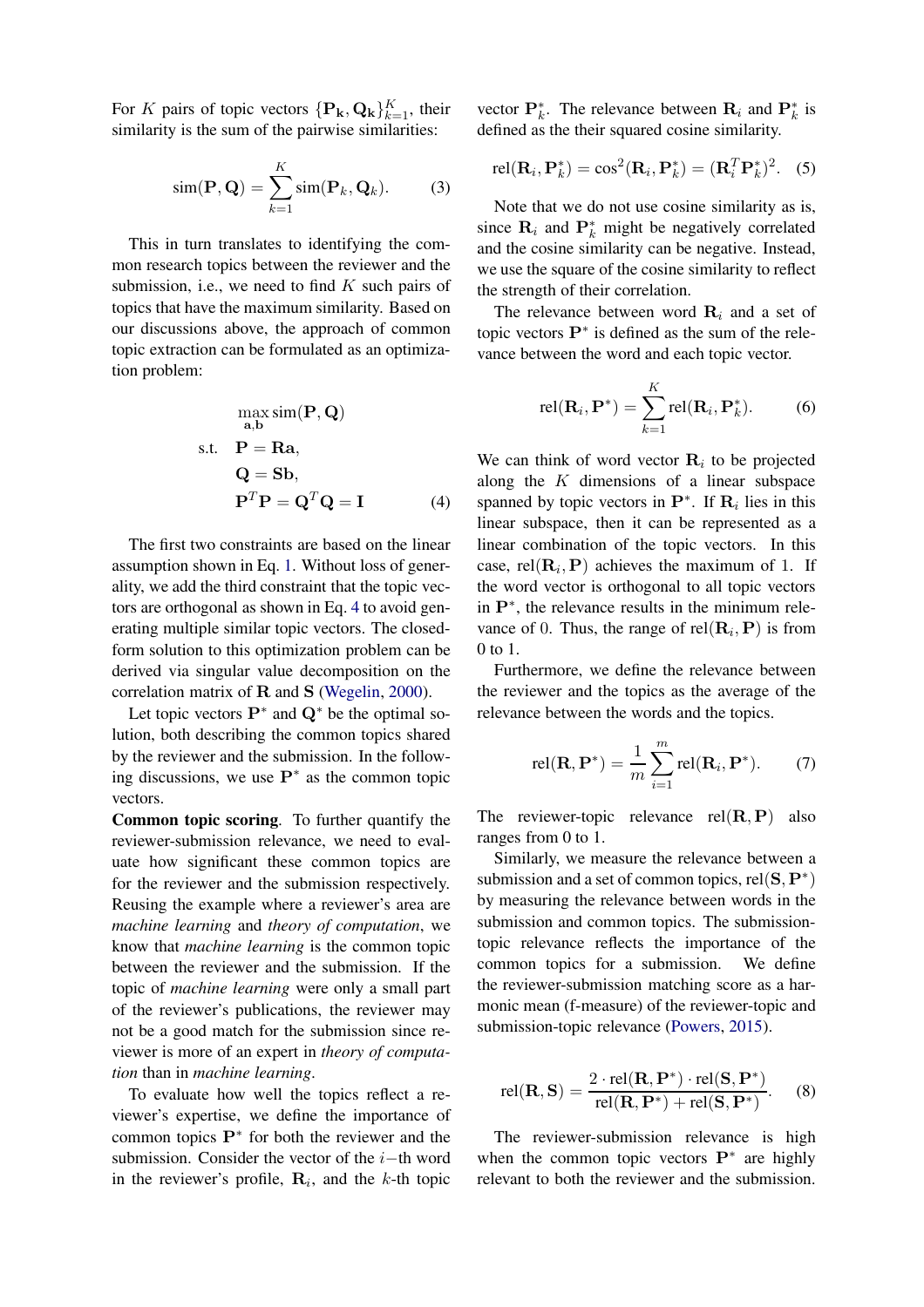For $K$ pairs of topic vectors $\{\mathbf{P_k}, \mathbf{Q_k}\}_{k=1}^{K}$, their similarity is the sum of the pairwise similarities:

$$\text{sim}(\mathbf{P}, \mathbf{Q}) = \sum_{k=1}^{K} \text{sim}(\mathbf{P}_k, \mathbf{Q}_k). \tag{3}$$

This in turn translates to identifying the common research topics between the reviewer and the submission, i.e., we need to find $K$ such pairs of topics that have the maximum similarity. Based on our discussions above, the approach of common topic extraction can be formulated as an optimization problem:

$$\begin{aligned} & \max_{\mathbf{a},\mathbf{b}} \text{sim}(\mathbf{P}, \mathbf{Q}) \\ \text{s.t.} \quad & \mathbf{P} = \mathbf{R}\mathbf{a}, \\ & \mathbf{Q} = \mathbf{S}\mathbf{b}, \\ & \mathbf{P}^T\mathbf{P} = \mathbf{Q}^T\mathbf{Q} = \mathbf{I} \end{aligned} \tag{4}$$

The first two constraints are based on the linear assumption shown in Eq. 1. Without loss of generality, we add the third constraint that the topic vectors are orthogonal as shown in Eq. 4 to avoid generating multiple similar topic vectors. The closed-form solution to this optimization problem can be derived via singular value decomposition on the correlation matrix of $\mathbf{R}$ and $\mathbf{S}$ (Wegelin, 2000).

Let topic vectors $\mathbf{P}^*$ and $\mathbf{Q}^*$ be the optimal solution, both describing the common topics shared by the reviewer and the submission. In the following discussions, we use $\mathbf{P}^*$ as the common topic vectors.

**Common topic scoring**. To further quantify the reviewer-submission relevance, we need to evaluate how significant these common topics are for the reviewer and the submission respectively. Reusing the example where a reviewer's area are *machine learning* and *theory of computation*, we know that *machine learning* is the common topic between the reviewer and the submission. If the topic of *machine learning* were only a small part of the reviewer's publications, the reviewer may not be a good match for the submission since reviewer is more of an expert in *theory of computation* than in *machine learning*.

To evaluate how well the topics reflect a reviewer's expertise, we define the importance of common topics $\mathbf{P}^*$ for both the reviewer and the submission. Consider the vector of the $i-$th word in the reviewer's profile, $\mathbf{R}_i$, and the $k$-th topic vector $\mathbf{P}_k^*$. The relevance between $\mathbf{R}_i$ and $\mathbf{P}_k^*$ is defined as the their squared cosine similarity.

$$\text{rel}(\mathbf{R}_i, \mathbf{P}_k^*) = \cos^2(\mathbf{R}_i, \mathbf{P}_k^*) = (\mathbf{R}_i^T \mathbf{P}_k^*)^2. \tag{5}$$

Note that we do not use cosine similarity as is, since $\mathbf{R}_i$ and $\mathbf{P}_k^*$ might be negatively correlated and the cosine similarity can be negative. Instead, we use the square of the cosine similarity to reflect the strength of their correlation.

The relevance between word $\mathbf{R}_i$ and a set of topic vectors $\mathbf{P}^*$ is defined as the sum of the relevance between the word and each topic vector.

$$\text{rel}(\mathbf{R}_i, \mathbf{P}^*) = \sum_{k=1}^{K} \text{rel}(\mathbf{R}_i, \mathbf{P}_k^*). \tag{6}$$

We can think of word vector $\mathbf{R}_i$ to be projected along the $K$ dimensions of a linear subspace spanned by topic vectors in $\mathbf{P}^*$. If $\mathbf{R}_i$ lies in this linear subspace, then it can be represented as a linear combination of the topic vectors. In this case, $\text{rel}(\mathbf{R}_i, \mathbf{P})$ achieves the maximum of 1. If the word vector is orthogonal to all topic vectors in $\mathbf{P}^*$, the relevance results in the minimum relevance of 0. Thus, the range of $\text{rel}(\mathbf{R}_i, \mathbf{P})$ is from 0 to 1.

Furthermore, we define the relevance between the reviewer and the topics as the average of the relevance between the words and the topics.

$$\text{rel}(\mathbf{R}, \mathbf{P}^*) = \frac{1}{m} \sum_{i=1}^{m} \text{rel}(\mathbf{R}_i, \mathbf{P}^*). \tag{7}$$

The reviewer-topic relevance $\text{rel}(\mathbf{R}, \mathbf{P})$ also ranges from 0 to 1.

Similarly, we measure the relevance between a submission and a set of common topics, $\text{rel}(\mathbf{S}, \mathbf{P}^*)$ by measuring the relevance between words in the submission and common topics. The submission-topic relevance reflects the importance of the common topics for a submission. We define the reviewer-submission matching score as a harmonic mean (f-measure) of the reviewer-topic and submission-topic relevance (Powers, 2015).

$$\text{rel}(\mathbf{R}, \mathbf{S}) = \frac{2 \cdot \text{rel}(\mathbf{R}, \mathbf{P}^*) \cdot \text{rel}(\mathbf{S}, \mathbf{P}^*)}{\text{rel}(\mathbf{R}, \mathbf{P}^*) + \text{rel}(\mathbf{S}, \mathbf{P}^*)}. \tag{8}$$

The reviewer-submission relevance is high when the common topic vectors $\mathbf{P}^*$ are highly relevant to both the reviewer and the submission.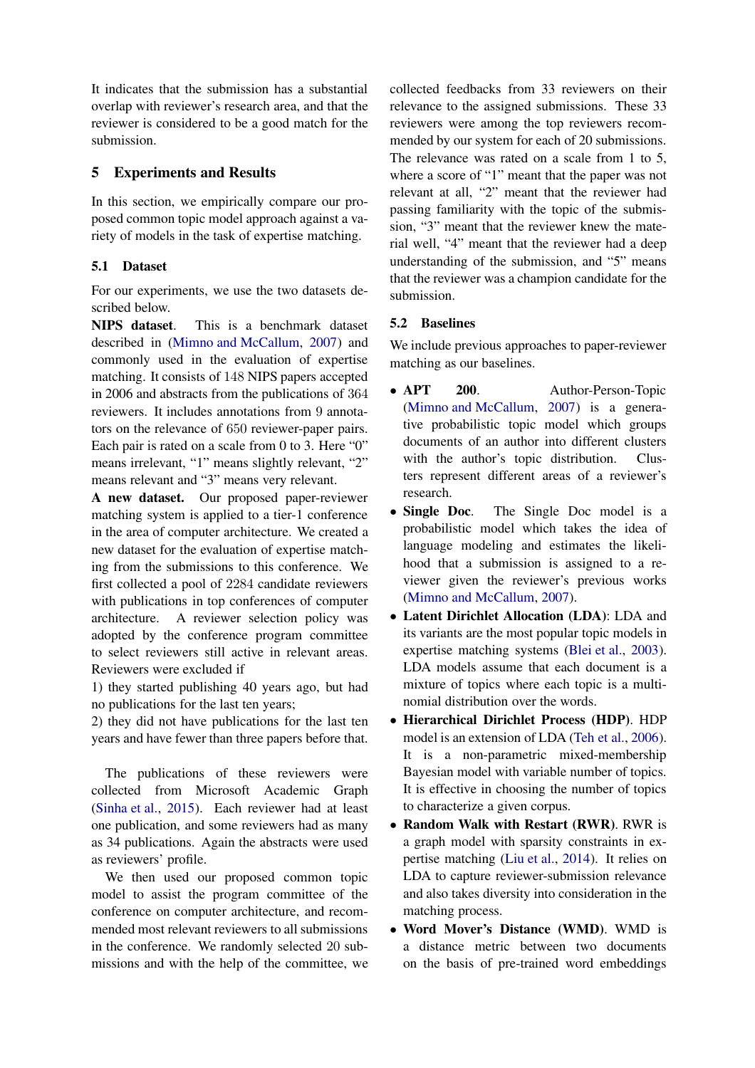It indicates that the submission has a substantial overlap with reviewer's research area, and that the reviewer is considered to be a good match for the submission.

## 5 Experiments and Results

In this section, we empirically compare our proposed common topic model approach against a variety of models in the task of expertise matching.

### 5.1 Dataset

For our experiments, we use the two datasets described below.

**NIPS dataset**. This is a benchmark dataset described in (Mimno and McCallum, 2007) and commonly used in the evaluation of expertise matching. It consists of 148 NIPS papers accepted in 2006 and abstracts from the publications of 364 reviewers. It includes annotations from 9 annotators on the relevance of 650 reviewer-paper pairs. Each pair is rated on a scale from 0 to 3. Here "0" means irrelevant, "1" means slightly relevant, "2" means relevant and "3" means very relevant.

**A new dataset.** Our proposed paper-reviewer matching system is applied to a tier-1 conference in the area of computer architecture. We created a new dataset for the evaluation of expertise matching from the submissions to this conference. We first collected a pool of 2284 candidate reviewers with publications in top conferences of computer architecture. A reviewer selection policy was adopted by the conference program committee to select reviewers still active in relevant areas. Reviewers were excluded if

1) they started publishing 40 years ago, but had no publications for the last ten years;
2) they did not have publications for the last ten years and have fewer than three papers before that.

The publications of these reviewers were collected from Microsoft Academic Graph (Sinha et al., 2015). Each reviewer had at least one publication, and some reviewers had as many as 34 publications. Again the abstracts were used as reviewers' profile.

We then used our proposed common topic model to assist the program committee of the conference on computer architecture, and recommended most relevant reviewers to all submissions in the conference. We randomly selected 20 submissions and with the help of the committee, we collected feedbacks from 33 reviewers on their relevance to the assigned submissions. These 33 reviewers were among the top reviewers recommended by our system for each of 20 submissions. The relevance was rated on a scale from 1 to 5, where a score of "1" meant that the paper was not relevant at all, "2" meant that the reviewer had passing familiarity with the topic of the submission, "3" meant that the reviewer knew the material well, "4" meant that the reviewer had a deep understanding of the submission, and "5" means that the reviewer was a champion candidate for the submission.

### 5.2 Baselines

We include previous approaches to paper-reviewer matching as our baselines.

- **APT 200**. Author-Person-Topic (Mimno and McCallum, 2007) is a generative probabilistic topic model which groups documents of an author into different clusters with the author's topic distribution. Clusters represent different areas of a reviewer's research.
- **Single Doc**. The Single Doc model is a probabilistic model which takes the idea of language modeling and estimates the likelihood that a submission is assigned to a reviewer given the reviewer's previous works (Mimno and McCallum, 2007).
- **Latent Dirichlet Allocation (LDA)**: LDA and its variants are the most popular topic models in expertise matching systems (Blei et al., 2003). LDA models assume that each document is a mixture of topics where each topic is a multinomial distribution over the words.
- **Hierarchical Dirichlet Process (HDP)**. HDP model is an extension of LDA (Teh et al., 2006). It is a non-parametric mixed-membership Bayesian model with variable number of topics. It is effective in choosing the number of topics to characterize a given corpus.
- **Random Walk with Restart (RWR)**. RWR is a graph model with sparsity constraints in expertise matching (Liu et al., 2014). It relies on LDA to capture reviewer-submission relevance and also takes diversity into consideration in the matching process.
- **Word Mover's Distance (WMD)**. WMD is a distance metric between two documents on the basis of pre-trained word embeddings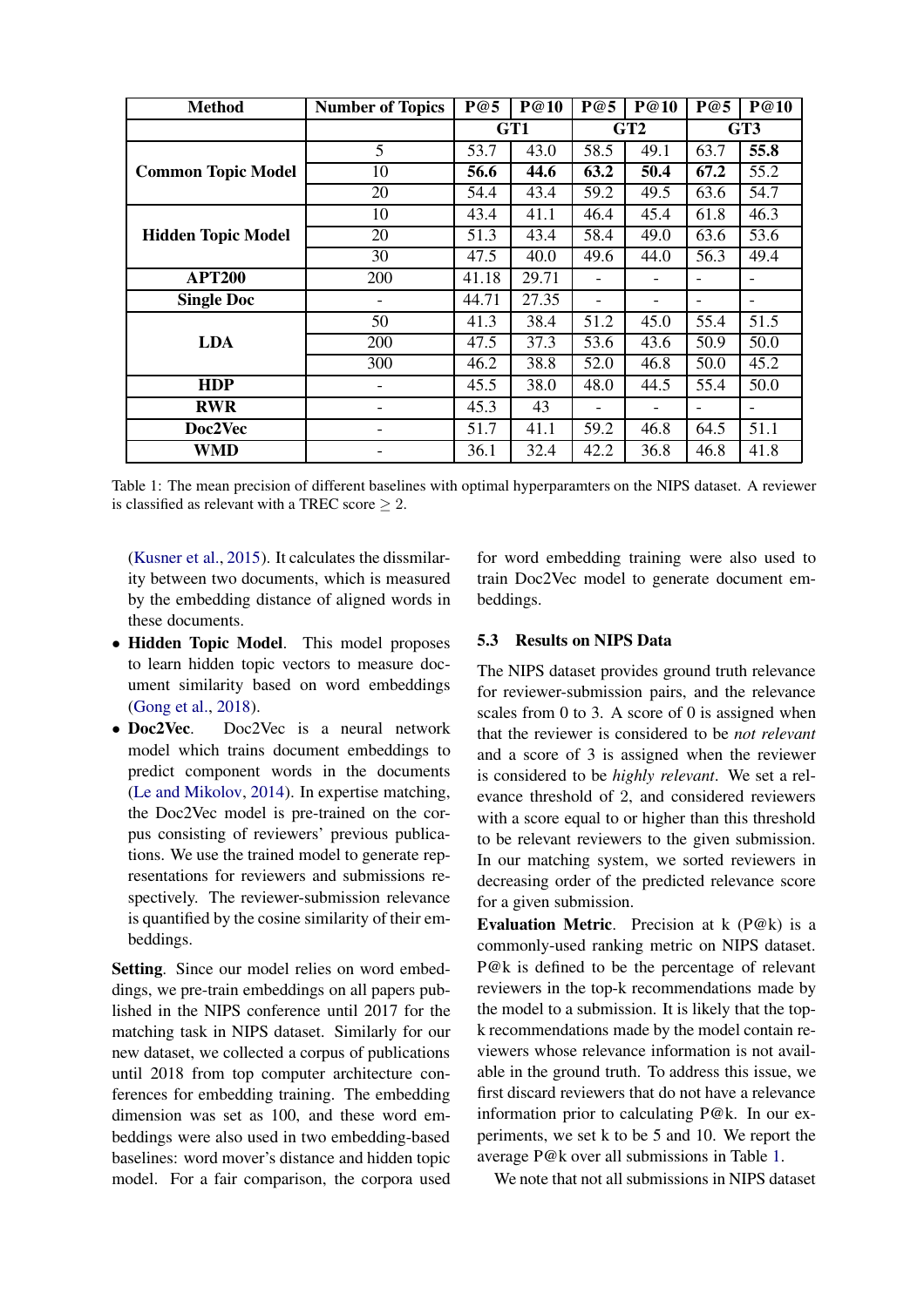| Method | Number of Topics | P@5 | P@10 | P@5 | P@10 | P@5 | P@10 |
|---|---|---|---|---|---|---|---|
| | | GT1 | | GT2 | | GT3 | |
| **Common Topic Model** | 5 | 53.7 | 43.0 | 58.5 | 49.1 | 63.7 | **55.8** |
| | 10 | **56.6** | **44.6** | **63.2** | **50.4** | **67.2** | 55.2 |
| | 20 | 54.4 | 43.4 | 59.2 | 49.5 | 63.6 | 54.7 |
| **Hidden Topic Model** | 10 | 43.4 | 41.1 | 46.4 | 45.4 | 61.8 | 46.3 |
| | 20 | 51.3 | 43.4 | 58.4 | 49.0 | 63.6 | 53.6 |
| | 30 | 47.5 | 40.0 | 49.6 | 44.0 | 56.3 | 49.4 |
| **APT200** | 200 | 41.18 | 29.71 | - | - | - | - |
| **Single Doc** | - | 44.71 | 27.35 | - | - | - | - |
| **LDA** | 50 | 41.3 | 38.4 | 51.2 | 45.0 | 55.4 | 51.5 |
| | 200 | 47.5 | 37.3 | 53.6 | 43.6 | 50.9 | 50.0 |
| | 300 | 46.2 | 38.8 | 52.0 | 46.8 | 50.0 | 45.2 |
| **HDP** | - | 45.5 | 38.0 | 48.0 | 44.5 | 55.4 | 50.0 |
| **RWR** | - | 45.3 | 43 | - | - | - | - |
| **Doc2Vec** | - | 51.7 | 41.1 | 59.2 | 46.8 | 64.5 | 51.1 |
| **WMD** | - | 36.1 | 32.4 | 42.2 | 36.8 | 46.8 | 41.8 |

Table 1: The mean precision of different baselines with optimal hyperparamters on the NIPS dataset. A reviewer is classified as relevant with a TREC score $\geq 2$.

(Kusner et al., 2015). It calculates the dissmilarity between two documents, which is measured by the embedding distance of aligned words in these documents.

- **Hidden Topic Model**. This model proposes to learn hidden topic vectors to measure document similarity based on word embeddings (Gong et al., 2018).
- **Doc2Vec**. Doc2Vec is a neural network model which trains document embeddings to predict component words in the documents (Le and Mikolov, 2014). In expertise matching, the Doc2Vec model is pre-trained on the corpus consisting of reviewers' previous publications. We use the trained model to generate representations for reviewers and submissions respectively. The reviewer-submission relevance is quantified by the cosine similarity of their embeddings.

**Setting**. Since our model relies on word embeddings, we pre-train embeddings on all papers published in the NIPS conference until 2017 for the matching task in NIPS dataset. Similarly for our new dataset, we collected a corpus of publications until 2018 from top computer architecture conferences for embedding training. The embedding dimension was set as 100, and these word embeddings were also used in two embedding-based baselines: word mover's distance and hidden topic model. For a fair comparison, the corpora used for word embedding training were also used to train Doc2Vec model to generate document embeddings.

### 5.3 Results on NIPS Data

The NIPS dataset provides ground truth relevance for reviewer-submission pairs, and the relevance scales from 0 to 3. A score of 0 is assigned when that the reviewer is considered to be *not relevant* and a score of 3 is assigned when the reviewer is considered to be *highly relevant*. We set a relevance threshold of 2, and considered reviewers with a score equal to or higher than this threshold to be relevant reviewers to the given submission. In our matching system, we sorted reviewers in decreasing order of the predicted relevance score for a given submission.

**Evaluation Metric**. Precision at k (P@k) is a commonly-used ranking metric on NIPS dataset. P@k is defined to be the percentage of relevant reviewers in the top-k recommendations made by the model to a submission. It is likely that the top-k recommendations made by the model contain reviewers whose relevance information is not available in the ground truth. To address this issue, we first discard reviewers that do not have a relevance information prior to calculating P@k. In our experiments, we set k to be 5 and 10. We report the average P@k over all submissions in Table 1.

We note that not all submissions in NIPS dataset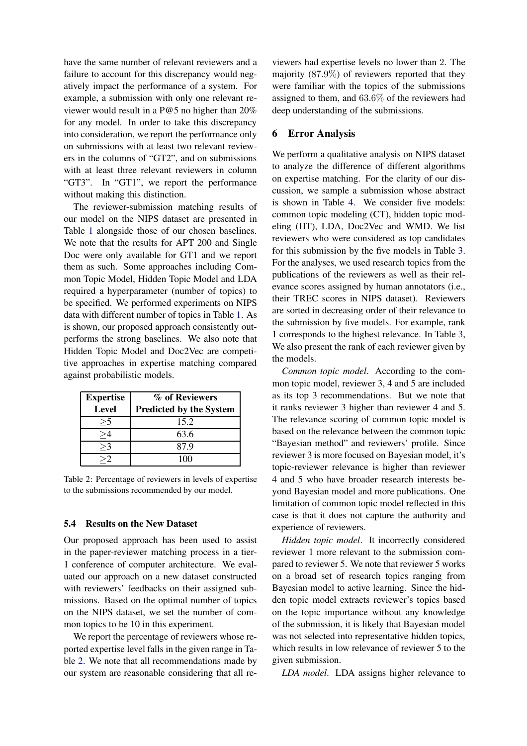have the same number of relevant reviewers and a failure to account for this discrepancy would negatively impact the performance of a system. For example, a submission with only one relevant reviewer would result in a P@5 no higher than 20% for any model. In order to take this discrepancy into consideration, we report the performance only on submissions with at least two relevant reviewers in the columns of "GT2", and on submissions with at least three relevant reviewers in column "GT3". In "GT1", we report the performance without making this distinction.

The reviewer-submission matching results of our model on the NIPS dataset are presented in Table 1 alongside those of our chosen baselines. We note that the results for APT 200 and Single Doc were only available for GT1 and we report them as such. Some approaches including Common Topic Model, Hidden Topic Model and LDA required a hyperparameter (number of topics) to be specified. We performed experiments on NIPS data with different number of topics in Table 1. As is shown, our proposed approach consistently outperforms the strong baselines. We also note that Hidden Topic Model and Doc2Vec are competitive approaches in expertise matching compared against probabilistic models.

| Expertise Level | % of Reviewers Predicted by the System |
|---|---|
| $\geq$5 | 15.2 |
| $\geq$4 | 63.6 |
| $\geq$3 | 87.9 |
| $\geq$2 | 100 |

Table 2: Percentage of reviewers in levels of expertise to the submissions recommended by our model.

### 5.4 Results on the New Dataset

Our proposed approach has been used to assist in the paper-reviewer matching process in a tier-1 conference of computer architecture. We evaluated our approach on a new dataset constructed with reviewers' feedbacks on their assigned submissions. Based on the optimal number of topics on the NIPS dataset, we set the number of common topics to be 10 in this experiment.

We report the percentage of reviewers whose reported expertise level falls in the given range in Table 2. We note that all recommendations made by our system are reasonable considering that all reviewers had expertise levels no lower than 2. The majority (87.9%) of reviewers reported that they were familiar with the topics of the submissions assigned to them, and 63.6% of the reviewers had deep understanding of the submissions.

## 6 Error Analysis

We perform a qualitative analysis on NIPS dataset to analyze the difference of different algorithms on expertise matching. For the clarity of our discussion, we sample a submission whose abstract is shown in Table 4. We consider five models: common topic modeling (CT), hidden topic modeling (HT), LDA, Doc2Vec and WMD. We list reviewers who were considered as top candidates for this submission by the five models in Table 3. For the analyses, we used research topics from the publications of the reviewers as well as their relevance scores assigned by human annotators (i.e., their TREC scores in NIPS dataset). Reviewers are sorted in decreasing order of their relevance to the submission by five models. For example, rank 1 corresponds to the highest relevance. In Table 3, We also present the rank of each reviewer given by the models.

*Common topic model*. According to the common topic model, reviewer 3, 4 and 5 are included as its top 3 recommendations. But we note that it ranks reviewer 3 higher than reviewer 4 and 5. The relevance scoring of common topic model is based on the relevance between the common topic "Bayesian method" and reviewers' profile. Since reviewer 3 is more focused on Bayesian model, it's topic-reviewer relevance is higher than reviewer 4 and 5 who have broader research interests beyond Bayesian model and more publications. One limitation of common topic model reflected in this case is that it does not capture the authority and experience of reviewers.

*Hidden topic model*. It incorrectly considered reviewer 1 more relevant to the submission compared to reviewer 5. We note that reviewer 5 works on a broad set of research topics ranging from Bayesian model to active learning. Since the hidden topic model extracts reviewer's topics based on the topic importance without any knowledge of the submission, it is likely that Bayesian model was not selected into representative hidden topics, which results in low relevance of reviewer 5 to the given submission.

*LDA model*. LDA assigns higher relevance to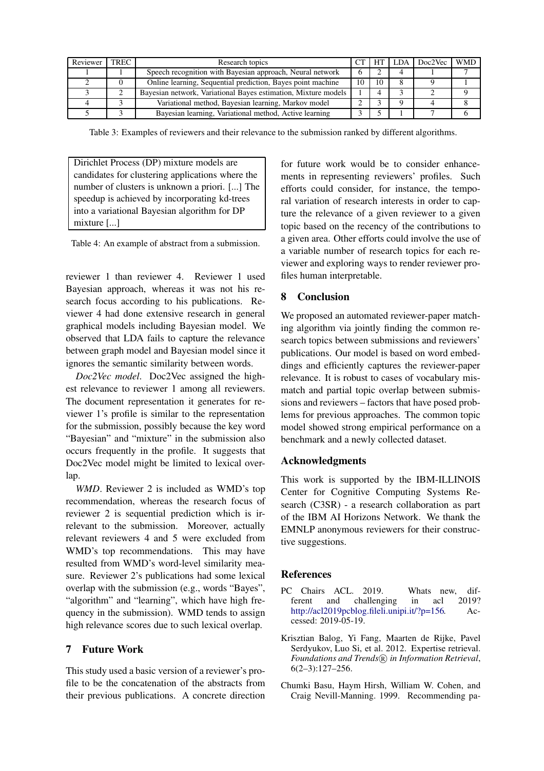| Reviewer | TREC | Research topics | CT | HT | LDA | Doc2Vec | WMD |
|---|---|---|---|---|---|---|---|
| 1 | 1 | Speech recognition with Bayesian approach, Neural network | 6 | 2 | 4 | 1 | 7 |
| 2 | 0 | Online learning, Sequential prediction, Bayes point machine | 10 | 10 | 8 | 9 | 1 |
| 3 | 2 | Bayesian network, Variational Bayes estimation, Mixture models | 1 | 4 | 3 | 2 | 9 |
| 4 | 3 | Variational method, Bayesian learning, Markov model | 2 | 3 | 9 | 4 | 8 |
| 5 | 3 | Bayesian learning, Variational method, Active learning | 3 | 5 | 1 | 7 | 6 |

Table 3: Examples of reviewers and their relevance to the submission ranked by different algorithms.

| Dirichlet Process (DP) mixture models are candidates for clustering applications where the number of clusters is unknown a priori. [...] The speedup is achieved by incorporating kd-trees into a variational Bayesian algorithm for DP mixture [...] |
|---|

Table 4: An example of abstract from a submission.

reviewer 1 than reviewer 4. Reviewer 1 used Bayesian approach, whereas it was not his research focus according to his publications. Reviewer 4 had done extensive research in general graphical models including Bayesian model. We observed that LDA fails to capture the relevance between graph model and Bayesian model since it ignores the semantic similarity between words.

*Doc2Vec model*. Doc2Vec assigned the highest relevance to reviewer 1 among all reviewers. The document representation it generates for reviewer 1's profile is similar to the representation for the submission, possibly because the key word "Bayesian" and "mixture" in the submission also occurs frequently in the profile. It suggests that Doc2Vec model might be limited to lexical overlap.

*WMD*. Reviewer 2 is included as WMD's top recommendation, whereas the research focus of reviewer 2 is sequential prediction which is irrelevant to the submission. Moreover, actually relevant reviewers 4 and 5 were excluded from WMD's top recommendations. This may have resulted from WMD's word-level similarity measure. Reviewer 2's publications had some lexical overlap with the submission (e.g., words "Bayes", "algorithm" and "learning", which have high frequency in the submission). WMD tends to assign high relevance scores due to such lexical overlap.

## 7 Future Work

This study used a basic version of a reviewer's profile to be the concatenation of the abstracts from their previous publications. A concrete direction for future work would be to consider enhancements in representing reviewers' profiles. Such efforts could consider, for instance, the temporal variation of research interests in order to capture the relevance of a given reviewer to a given topic based on the recency of the contributions to a given area. Other efforts could involve the use of a variable number of research topics for each reviewer and exploring ways to render reviewer profiles human interpretable.

## 8 Conclusion

We proposed an automated reviewer-paper matching algorithm via jointly finding the common research topics between submissions and reviewers' publications. Our model is based on word embeddings and efficiently captures the reviewer-paper relevance. It is robust to cases of vocabulary mismatch and partial topic overlap between submissions and reviewers – factors that have posed problems for previous approaches. The common topic model showed strong empirical performance on a benchmark and a newly collected dataset.

## Acknowledgments

This work is supported by the IBM-ILLINOIS Center for Cognitive Computing Systems Research (C3SR) - a research collaboration as part of the IBM AI Horizons Network. We thank the EMNLP anonymous reviewers for their constructive suggestions.

## References

PC Chairs ACL. 2019. Whats new, different and challenging in acl 2019? http://acl2019pcblog.fileli.unipi.it/?p=156. Accessed: 2019-05-19.

Krisztian Balog, Yi Fang, Maarten de Rijke, Pavel Serdyukov, Luo Si, et al. 2012. Expertise retrieval. *Foundations and Trends® in Information Retrieval*, 6(2–3):127–256.

Chumki Basu, Haym Hirsh, William W. Cohen, and Craig Nevill-Manning. 1999. Recommending pa-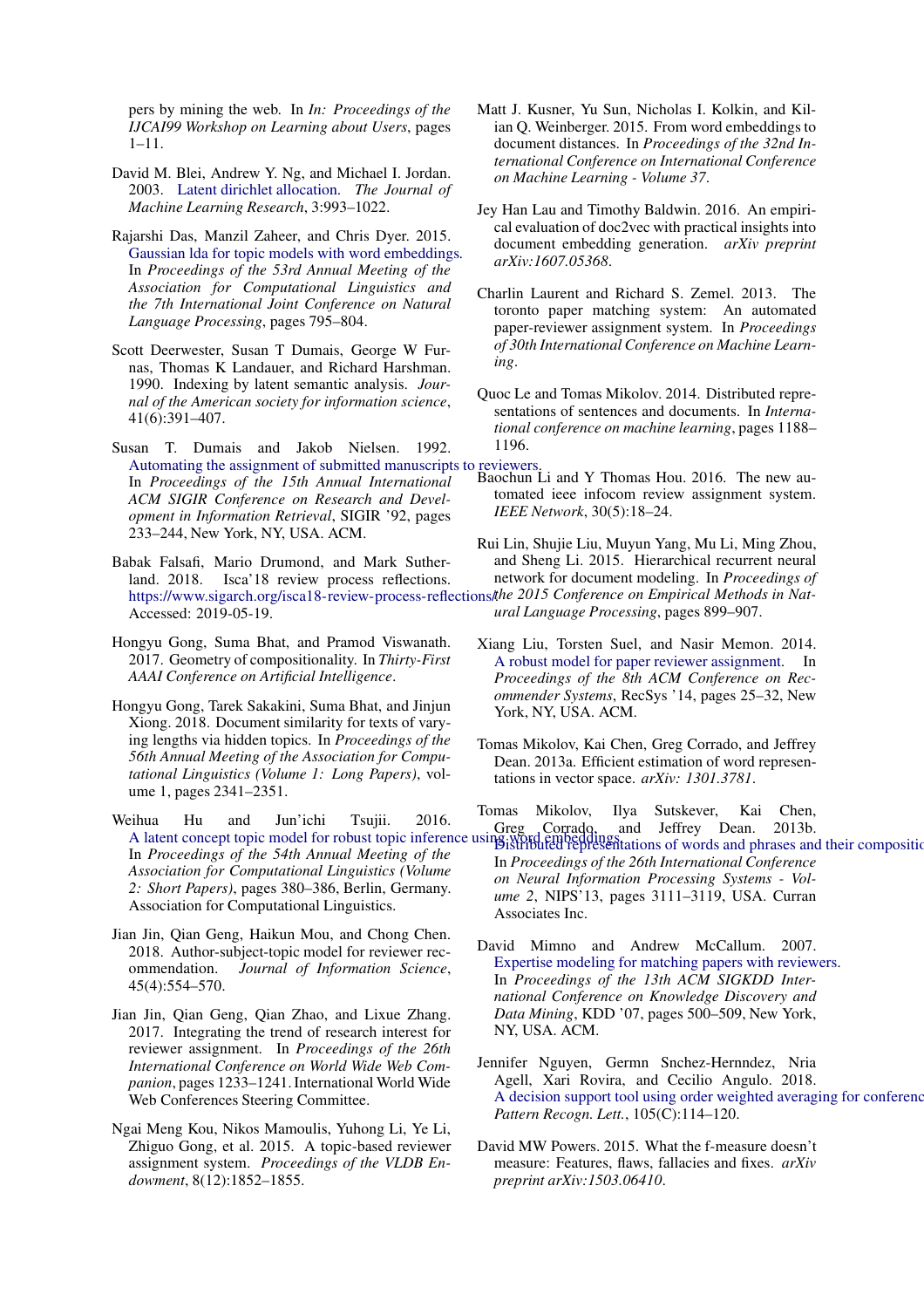pers by mining the web. In *In: Proceedings of the IJCAI99 Workshop on Learning about Users*, pages 1–11.

David M. Blei, Andrew Y. Ng, and Michael I. Jordan. 2003. Latent dirichlet allocation. *The Journal of Machine Learning Research*, 3:993–1022.

Rajarshi Das, Manzil Zaheer, and Chris Dyer. 2015. Gaussian lda for topic models with word embeddings. In *Proceedings of the 53rd Annual Meeting of the Association for Computational Linguistics and the 7th International Joint Conference on Natural Language Processing*, pages 795–804.

Scott Deerwester, Susan T Dumais, George W Furnas, Thomas K Landauer, and Richard Harshman. 1990. Indexing by latent semantic analysis. *Journal of the American society for information science*, 41(6):391–407.

Susan T. Dumais and Jakob Nielsen. 1992. Automating the assignment of submitted manuscripts to reviewers. In *Proceedings of the 15th Annual International ACM SIGIR Conference on Research and Development in Information Retrieval*, SIGIR '92, pages 233–244, New York, NY, USA. ACM.

Babak Falsafi, Mario Drumond, and Mark Sutherland. 2018. Isca'18 review process reflections. https://www.sigarch.org/isca18-review-process-reflections/. Accessed: 2019-05-19.

Hongyu Gong, Suma Bhat, and Pramod Viswanath. 2017. Geometry of compositionality. In *Thirty-First AAAI Conference on Artificial Intelligence*.

Hongyu Gong, Tarek Sakakini, Suma Bhat, and Jinjun Xiong. 2018. Document similarity for texts of varying lengths via hidden topics. In *Proceedings of the 56th Annual Meeting of the Association for Computational Linguistics (Volume 1: Long Papers)*, volume 1, pages 2341–2351.

Weihua Hu and Jun'ichi Tsujii. 2016. A latent concept topic model for robust topic inference using word embeddings. In *Proceedings of the 54th Annual Meeting of the Association for Computational Linguistics (Volume 2: Short Papers)*, pages 380–386, Berlin, Germany. Association for Computational Linguistics.

Jian Jin, Qian Geng, Haikun Mou, and Chong Chen. 2018. Author-subject-topic model for reviewer recommendation. *Journal of Information Science*, 45(4):554–570.

Jian Jin, Qian Geng, Qian Zhao, and Lixue Zhang. 2017. Integrating the trend of research interest for reviewer assignment. In *Proceedings of the 26th International Conference on World Wide Web Companion*, pages 1233–1241. International World Wide Web Conferences Steering Committee.

Ngai Meng Kou, Nikos Mamoulis, Yuhong Li, Ye Li, Zhiguo Gong, et al. 2015. A topic-based reviewer assignment system. *Proceedings of the VLDB Endowment*, 8(12):1852–1855.

Matt J. Kusner, Yu Sun, Nicholas I. Kolkin, and Kilian Q. Weinberger. 2015. From word embeddings to document distances. In *Proceedings of the 32nd International Conference on International Conference on Machine Learning - Volume 37*.

Jey Han Lau and Timothy Baldwin. 2016. An empirical evaluation of doc2vec with practical insights into document embedding generation. *arXiv preprint arXiv:1607.05368*.

Charlin Laurent and Richard S. Zemel. 2013. The toronto paper matching system: An automated paper-reviewer assignment system. In *Proceedings of 30th International Conference on Machine Learning*.

Quoc Le and Tomas Mikolov. 2014. Distributed representations of sentences and documents. In *International conference on machine learning*, pages 1188–1196.

Baochun Li and Y Thomas Hou. 2016. The new automated ieee infocom review assignment system. *IEEE Network*, 30(5):18–24.

Rui Lin, Shujie Liu, Muyun Yang, Mu Li, Ming Zhou, and Sheng Li. 2015. Hierarchical recurrent neural network for document modeling. In *Proceedings of the 2015 Conference on Empirical Methods in Natural Language Processing*, pages 899–907.

Xiang Liu, Torsten Suel, and Nasir Memon. 2014. A robust model for paper reviewer assignment. In *Proceedings of the 8th ACM Conference on Recommender Systems*, RecSys '14, pages 25–32, New York, NY, USA. ACM.

Tomas Mikolov, Kai Chen, Greg Corrado, and Jeffrey Dean. 2013a. Efficient estimation of word representations in vector space. *arXiv: 1301.3781*.

Tomas Mikolov, Ilya Sutskever, Kai Chen, Greg Corrado, and Jeffrey Dean. 2013b. Distributed representations of words and phrases and their compositionality. In *Proceedings of the 26th International Conference on Neural Information Processing Systems - Volume 2*, NIPS'13, pages 3111–3119, USA. Curran Associates Inc.

David Mimno and Andrew McCallum. 2007. Expertise modeling for matching papers with reviewers. In *Proceedings of the 13th ACM SIGKDD International Conference on Knowledge Discovery and Data Mining*, KDD '07, pages 500–509, New York, NY, USA. ACM.

Jennifer Nguyen, Germn Snchez-Hernndez, Nria Agell, Xari Rovira, and Cecilio Angulo. 2018. A decision support tool using order weighted averaging for conferenc *Pattern Recogn. Lett.*, 105(C):114–120.

David MW Powers. 2015. What the f-measure doesn't measure: Features, flaws, fallacies and fixes. *arXiv preprint arXiv:1503.06410*.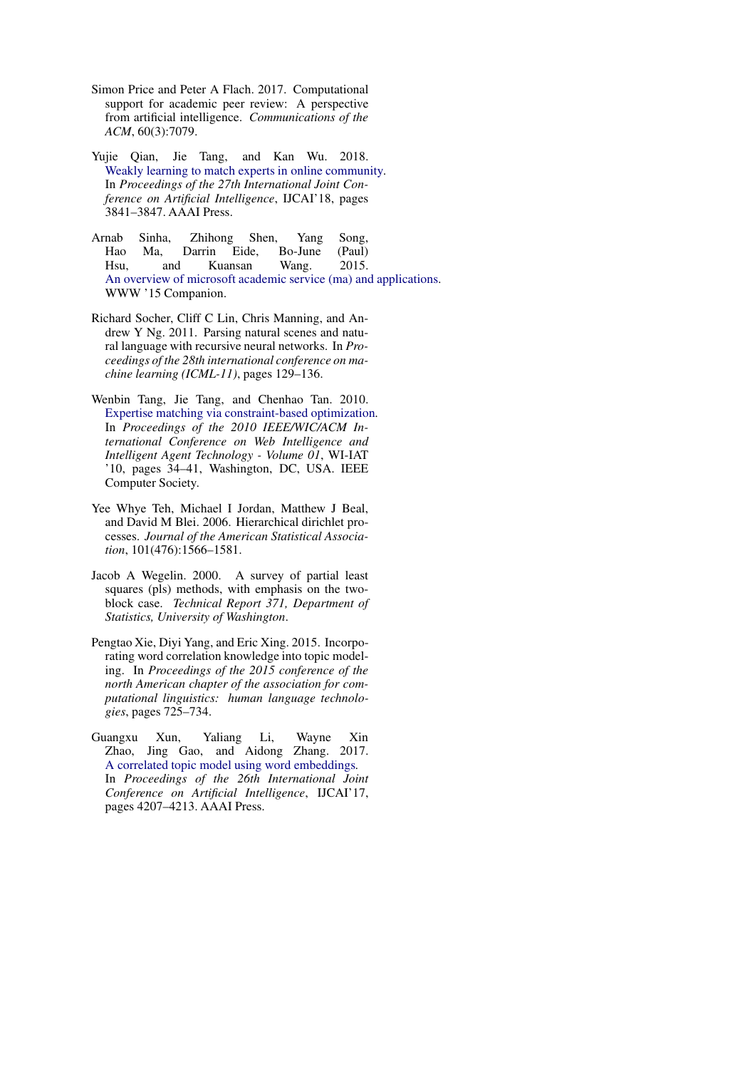Simon Price and Peter A Flach. 2017. Computational support for academic peer review: A perspective from artificial intelligence. *Communications of the ACM*, 60(3):7079.

Yujie Qian, Jie Tang, and Kan Wu. 2018. Weakly learning to match experts in online community. In *Proceedings of the 27th International Joint Conference on Artificial Intelligence*, IJCAI'18, pages 3841–3847. AAAI Press.

Arnab Sinha, Zhihong Shen, Yang Song, Hao Ma, Darrin Eide, Bo-June (Paul) Hsu, and Kuansan Wang. 2015. An overview of microsoft academic service (ma) and applications. WWW '15 Companion.

Richard Socher, Cliff C Lin, Chris Manning, and Andrew Y Ng. 2011. Parsing natural scenes and natural language with recursive neural networks. In *Proceedings of the 28th international conference on machine learning (ICML-11)*, pages 129–136.

Wenbin Tang, Jie Tang, and Chenhao Tan. 2010. Expertise matching via constraint-based optimization. In *Proceedings of the 2010 IEEE/WIC/ACM International Conference on Web Intelligence and Intelligent Agent Technology - Volume 01*, WI-IAT '10, pages 34–41, Washington, DC, USA. IEEE Computer Society.

Yee Whye Teh, Michael I Jordan, Matthew J Beal, and David M Blei. 2006. Hierarchical dirichlet processes. *Journal of the American Statistical Association*, 101(476):1566–1581.

Jacob A Wegelin. 2000. A survey of partial least squares (pls) methods, with emphasis on the two-block case. *Technical Report 371, Department of Statistics, University of Washington*.

Pengtao Xie, Diyi Yang, and Eric Xing. 2015. Incorporating word correlation knowledge into topic modeling. In *Proceedings of the 2015 conference of the north American chapter of the association for computational linguistics: human language technologies*, pages 725–734.

Guangxu Xun, Yaliang Li, Wayne Xin Zhao, Jing Gao, and Aidong Zhang. 2017. A correlated topic model using word embeddings. In *Proceedings of the 26th International Joint Conference on Artificial Intelligence*, IJCAI'17, pages 4207–4213. AAAI Press.